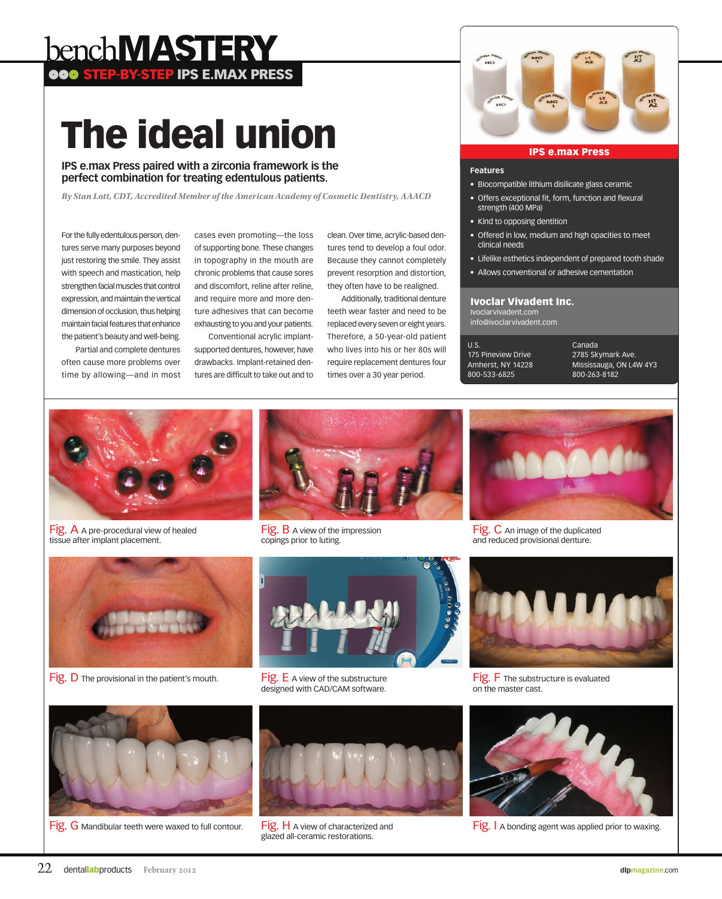# benchMASTERY

**STEP-BY-STEP IPS E.MAX PRESS**

# The ideal union

## IPS e.max Press paired with a zirconia framework is the perfect combination for treating edentulous patients.

*By Stan Lott, CDT, Accredited Member of the American Academy of Cosmetic Dentistry, AAACD*

For the fully edentulous person, dentures serve many purposes beyond just restoring the smile. They assist with speech and mastication, help strengthen facial muscles that control expression, and maintain the vertical dimension of occlusion, thus helping maintain facial features that enhance the patient's beauty and well-being.

Partial and complete dentures often cause more problems over time by allowing—and in most cases even promoting—the loss of supporting bone. These changes in topography in the mouth are chronic problems that cause sores and discomfort, reline after reline, and require more and more denture adhesives that can become exhausting to you and your patients.

Conventional acrylic implant-supported dentures, however, have drawbacks. Implant-retained dentures are difficult to take out and to clean. Over time, acrylic-based dentures tend to develop a foul odor. Because they cannot completely prevent resorption and distortion, they often have to be realigned.

Additionally, traditional denture teeth wear faster and need to be replaced every seven or eight years. Therefore, a 50-year-old patient who lives into his or her 80s will require replacement dentures four times over a 30 year period.

### IPS e.max Press

**Features**

- Biocompatible lithium disilicate glass ceramic
- Offers exceptional fit, form, function and flexural strength (400 MPa)
- Kind to opposing dentition
- Offered in low, medium and high opacities to meet clinical needs
- Lifelike esthetics independent of prepared tooth shade
- Allows conventional or adhesive cementation

**Ivoclar Vivadent Inc.**
Ivoclarvivadent.com
info@ivoclarvivadent.com

U.S.
175 Pineview Drive
Amherst, NY 14228
800-533-6825

Canada
2785 Skymark Ave.
Mississauga, ON L4W 4Y3
800-263-8182

Fig. A A pre-procedural view of healed tissue after implant placement.

Fig. B A view of the impression copings prior to luting.

Fig. C An image of the duplicated and reduced provisional denture.

Fig. D The provisional in the patient's mouth.

Fig. E A view of the substructure designed with CAD/CAM software.

Fig. F The substructure is evaluated on the master cast.

Fig. G Mandibular teeth were waxed to full contour.

Fig. H A view of characterized and glazed all-ceramic restorations.

Fig. I A bonding agent was applied prior to waxing.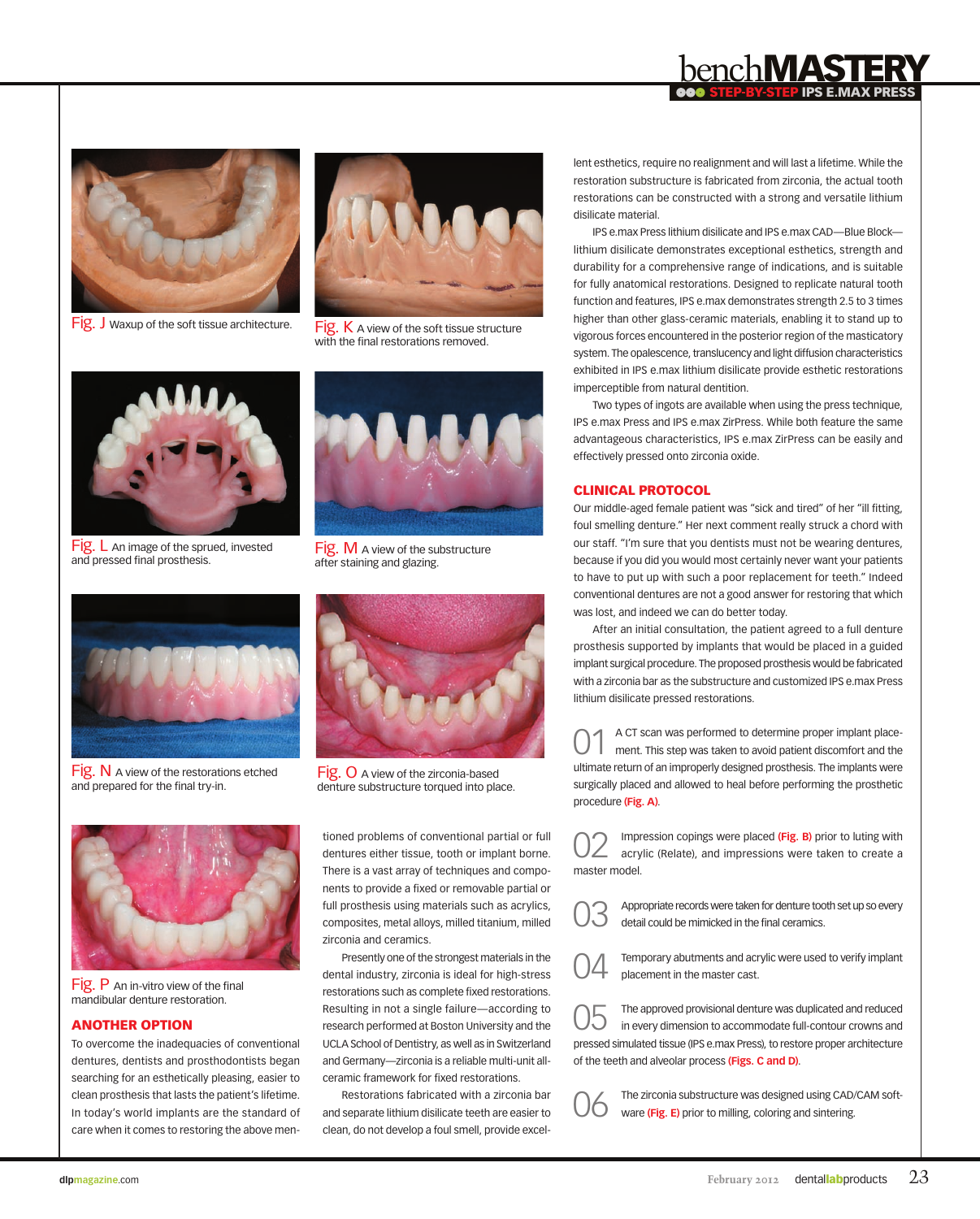Fig. J Waxup of the soft tissue architecture.

Fig. K A view of the soft tissue structure with the final restorations removed.

Fig. L An image of the sprued, invested and pressed final prosthesis.

Fig. M A view of the substructure after staining and glazing.

Fig. N A view of the restorations etched and prepared for the final try-in.

Fig. O A view of the zirconia-based denture substructure torqued into place.

Fig. P An in-vitro view of the final mandibular denture restoration.

## ANOTHER OPTION

To overcome the inadequacies of conventional dentures, dentists and prosthodontists began searching for an esthetically pleasing, easier to clean prosthesis that lasts the patient's lifetime. In today's world implants are the standard of care when it comes to restoring the above mentioned problems of conventional partial or full dentures either tissue, tooth or implant borne. There is a vast array of techniques and components to provide a fixed or removable partial or full prosthesis using materials such as acrylics, composites, metal alloys, milled titanium, milled zirconia and ceramics.

Presently one of the strongest materials in the dental industry, zirconia is ideal for high-stress restorations such as complete fixed restorations. Resulting in not a single failure—according to research performed at Boston University and the UCLA School of Dentistry, as well as in Switzerland and Germany—zirconia is a reliable multi-unit all-ceramic framework for fixed restorations.

Restorations fabricated with a zirconia bar and separate lithium disilicate teeth are easier to clean, do not develop a foul smell, provide excellent esthetics, require no realignment and will last a lifetime. While the restoration substructure is fabricated from zirconia, the actual tooth restorations can be constructed with a strong and versatile lithium disilicate material.

IPS e.max Press lithium disilicate and IPS e.max CAD—Blue Block—lithium disilicate demonstrates exceptional esthetics, strength and durability for a comprehensive range of indications, and is suitable for fully anatomical restorations. Designed to replicate natural tooth function and features, IPS e.max demonstrates strength 2.5 to 3 times higher than other glass-ceramic materials, enabling it to stand up to vigorous forces encountered in the posterior region of the masticatory system. The opalescence, translucency and light diffusion characteristics exhibited in IPS e.max lithium disilicate provide esthetic restorations imperceptible from natural dentition.

Two types of ingots are available when using the press technique, IPS e.max Press and IPS e.max ZirPress. While both feature the same advantageous characteristics, IPS e.max ZirPress can be easily and effectively pressed onto zirconia oxide.

## CLINICAL PROTOCOL

Our middle-aged female patient was "sick and tired" of her "ill fitting, foul smelling denture." Her next comment really struck a chord with our staff. "I'm sure that you dentists must not be wearing dentures, because if you did you would most certainly never want your patients to have to put up with such a poor replacement for teeth." Indeed conventional dentures are not a good answer for restoring that which was lost, and indeed we can do better today.

After an initial consultation, the patient agreed to a full denture prosthesis supported by implants that would be placed in a guided implant surgical procedure. The proposed prosthesis would be fabricated with a zirconia bar as the substructure and customized IPS e.max Press lithium disilicate pressed restorations.

**01** A CT scan was performed to determine proper implant placement. This step was taken to avoid patient discomfort and the ultimate return of an improperly designed prosthesis. The implants were surgically placed and allowed to heal before performing the prosthetic procedure **(Fig. A)**.

**02** Impression copings were placed **(Fig. B)** prior to luting with acrylic (Relate), and impressions were taken to create a master model.

**03** Appropriate records were taken for denture tooth set up so every detail could be mimicked in the final ceramics.

**04** Temporary abutments and acrylic were used to verify implant placement in the master cast.

**05** The approved provisional denture was duplicated and reduced in every dimension to accommodate full-contour crowns and pressed simulated tissue (IPS e.max Press), to restore proper architecture of the teeth and alveolar process **(Figs. C and D)**.

**06** The zirconia substructure was designed using CAD/CAM software **(Fig. E)** prior to milling, coloring and sintering.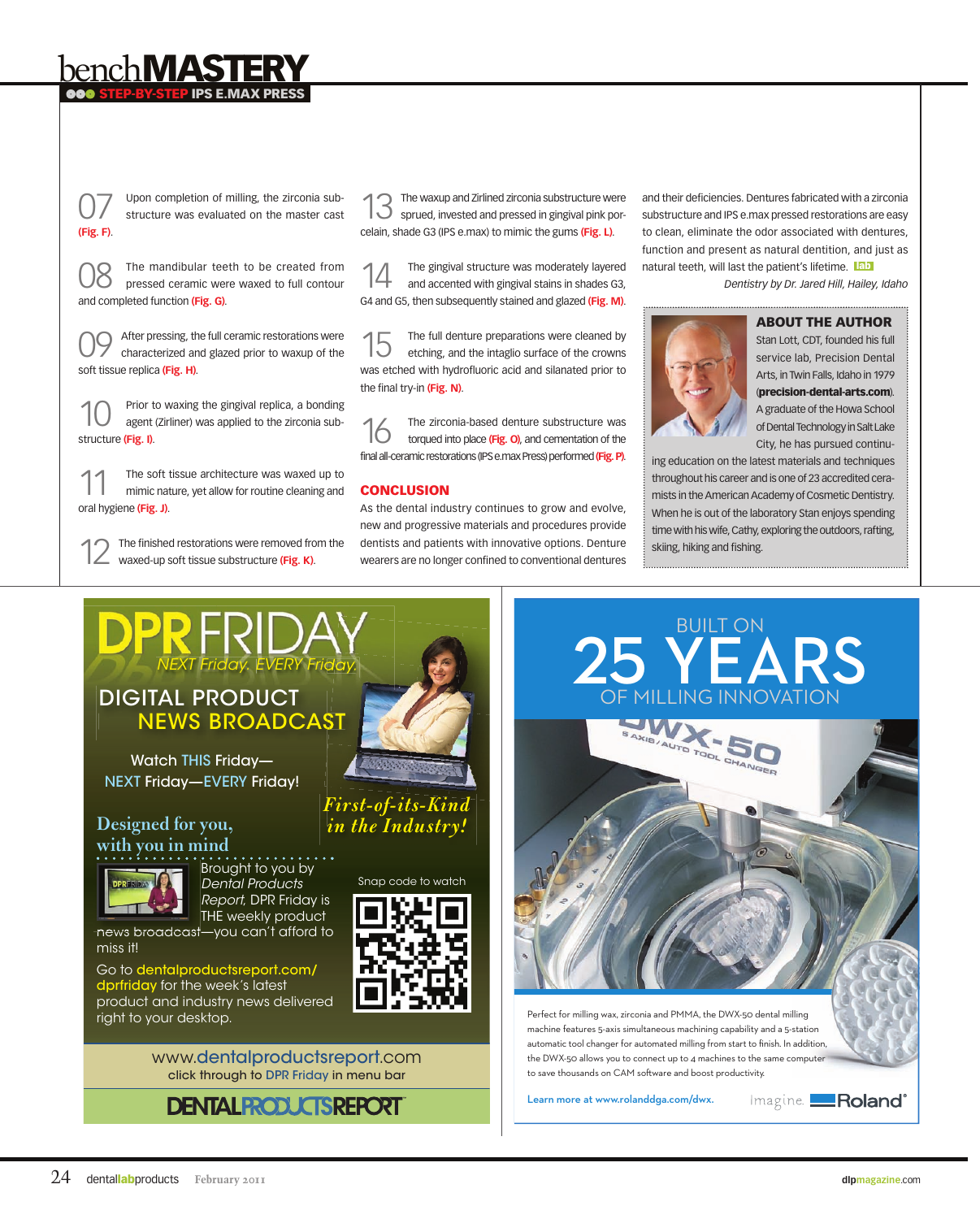07 Upon completion of milling, the zirconia substructure was evaluated on the master cast (Fig. F).

08 The mandibular teeth to be created from pressed ceramic were waxed to full contour and completed function (Fig. G).

09 After pressing, the full ceramic restorations were characterized and glazed prior to waxup of the soft tissue replica (Fig. H).

10 Prior to waxing the gingival replica, a bonding agent (Zirliner) was applied to the zirconia substructure (Fig. I).

11 The soft tissue architecture was waxed up to mimic nature, yet allow for routine cleaning and oral hygiene (Fig. J).

12 The finished restorations were removed from the waxed-up soft tissue substructure (Fig. K).

13 The waxup and Zirlined zirconia substructure were sprued, invested and pressed in gingival pink porcelain, shade G3 (IPS e.max) to mimic the gums (Fig. L).

14 The gingival structure was moderately layered and accented with gingival stains in shades G3, G4 and G5, then subsequently stained and glazed (Fig. M).

15 The full denture preparations were cleaned by etching, and the intaglio surface of the crowns was etched with hydrofluoric acid and silanated prior to the final try-in (Fig. N).

16 The zirconia-based denture substructure was torqued into place (Fig. O), and cementation of the final all-ceramic restorations (IPS e.max Press) performed (Fig. P).

## CONCLUSION

As the dental industry continues to grow and evolve, new and progressive materials and procedures provide dentists and patients with innovative options. Denture wearers are no longer confined to conventional dentures and their deficiencies. Dentures fabricated with a zirconia substructure and IPS e.max pressed restorations are easy to clean, eliminate the odor associated with dentures, function and present as natural dentition, and just as natural teeth, will last the patient's lifetime.

*Dentistry by Dr. Jared Hill, Hailey, Idaho*

### ABOUT THE AUTHOR

Stan Lott, CDT, founded his full service lab, Precision Dental Arts, in Twin Falls, Idaho in 1979 (**precision-dental-arts.com**). A graduate of the Howa School of Dental Technology in Salt Lake City, he has pursued continuing education on the latest materials and techniques throughout his career and is one of 23 accredited ceramists in the American Academy of Cosmetic Dentistry. When he is out of the laboratory Stan enjoys spending time with his wife, Cathy, exploring the outdoors, rafting, skiing, hiking and fishing.

---

# DPR FRIDAY

NEXT Friday. EVERY Friday.

## DIGITAL PRODUCT NEWS BROADCAST

Watch THIS Friday—
NEXT Friday—EVERY Friday!

First-of-its-Kind in the Industry!

Designed for you, with you in mind

Brought to you by *Dental Products Report*, DPR Friday is THE weekly product news broadcast—you can't afford to miss it!

Snap code to watch

Go to dentalproductsreport.com/dprfriday for the week's latest product and industry news delivered right to your desktop.

www.dentalproductsreport.com
click through to DPR Friday in menu bar

DENTAL PRODUCTS REPORT

---

BUILT ON

# 25 YEARS

OF MILLING INNOVATION

DWX-50
5 AXIS / AUTO TOOL CHANGER

Perfect for milling wax, zirconia and PMMA, the DWX-50 dental milling machine features 5-axis simultaneous machining capability and a 5-station automatic tool changer for automated milling from start to finish. In addition, the DWX-50 allows you to connect up to 4 machines to the same computer to save thousands on CAM software and boost productivity.

Learn more at www.rolanddga.com/dwx.

Imagine. Roland